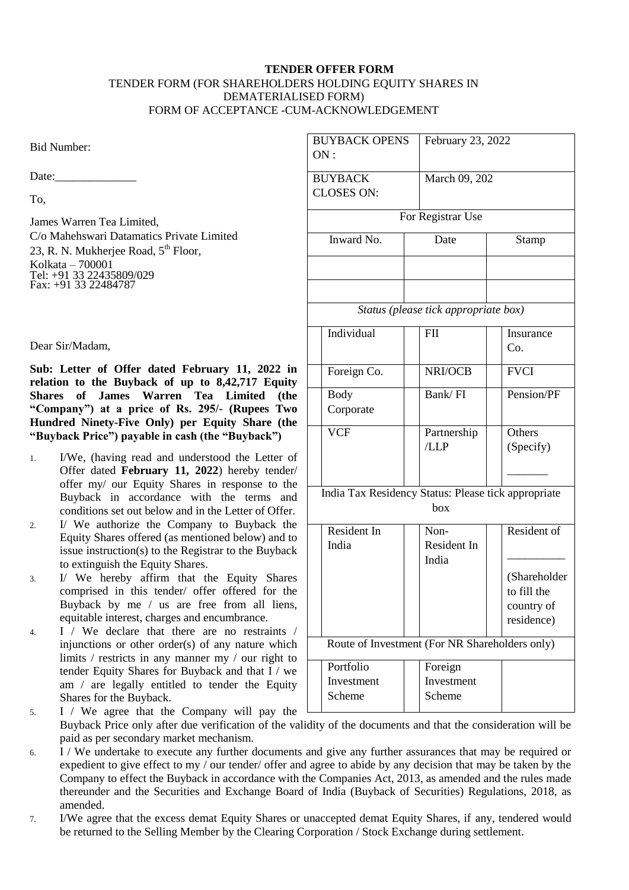# TENDER OFFER FORM

TENDER FORM (FOR SHAREHOLDERS HOLDING EQUITY SHARES IN DEMATERIALISED FORM)

FORM OF ACCEPTANCE -CUM-ACKNOWLEDGEMENT

| BUYBACK OPENS ON : | February 23, 2022 |
|---|---|
| BUYBACK CLOSES ON: | March 09, 202 |

| For Registrar Use | | |
|---|---|---|
| Inward No. | Date | Stamp |
| | | |
| | | |

| *Status (please tick appropriate box)* | | | | | |
|---|---|---|---|---|---|
| | Individual | | FII | | Insurance Co. |
| | Foreign Co. | | NRI/OCB | | FVCI |
| | Body Corporate | | Bank/ FI | | Pension/PF |
| | VCF | | Partnership /LLP | | Others (Specify) _______ |

| India Tax Residency Status: Please tick appropriate box | | | | | |
|---|---|---|---|---|---|
| | Resident In India | | Non-Resident In India | | Resident of __________ (Shareholder to fill the country of residence) |

| Route of Investment (For NR Shareholders only) | | | |
|---|---|---|---|
| | Portfolio Investment Scheme | | Foreign Investment Scheme |

Bid Number:

Date:______________

To,

James Warren Tea Limited,
C/o Mahehswari Datamatics Private Limited
23, R. N. Mukherjee Road, 5th Floor,
Kolkata – 700001
Tel: +91 33 22435809/029
Fax: +91 33 22484787

Dear Sir/Madam,

**Sub: Letter of Offer dated February 11, 2022 in relation to the Buyback of up to 8,42,717 Equity Shares of James Warren Tea Limited (the "Company") at a price of Rs. 295/- (Rupees Two Hundred Ninety-Five Only) per Equity Share (the "Buyback Price") payable in cash (the "Buyback")**

1. I/We, (having read and understood the Letter of Offer dated **February 11, 2022**) hereby tender/ offer my/ our Equity Shares in response to the Buyback in accordance with the terms and conditions set out below and in the Letter of Offer.
2. I/ We authorize the Company to Buyback the Equity Shares offered (as mentioned below) and to issue instruction(s) to the Registrar to the Buyback to extinguish the Equity Shares.
3. I/ We hereby affirm that the Equity Shares comprised in this tender/ offer offered for the Buyback by me / us are free from all liens, equitable interest, charges and encumbrance.
4. I / We declare that there are no restraints / injunctions or other order(s) of any nature which limits / restricts in any manner my / our right to tender Equity Shares for Buyback and that I / we am / are legally entitled to tender the Equity Shares for the Buyback.
5. I / We agree that the Company will pay the Buyback Price only after due verification of the validity of the documents and that the consideration will be paid as per secondary market mechanism.
6. I / We undertake to execute any further documents and give any further assurances that may be required or expedient to give effect to my / our tender/ offer and agree to abide by any decision that may be taken by the Company to effect the Buyback in accordance with the Companies Act, 2013, as amended and the rules made thereunder and the Securities and Exchange Board of India (Buyback of Securities) Regulations, 2018, as amended.
7. I/We agree that the excess demat Equity Shares or unaccepted demat Equity Shares, if any, tendered would be returned to the Selling Member by the Clearing Corporation / Stock Exchange during settlement.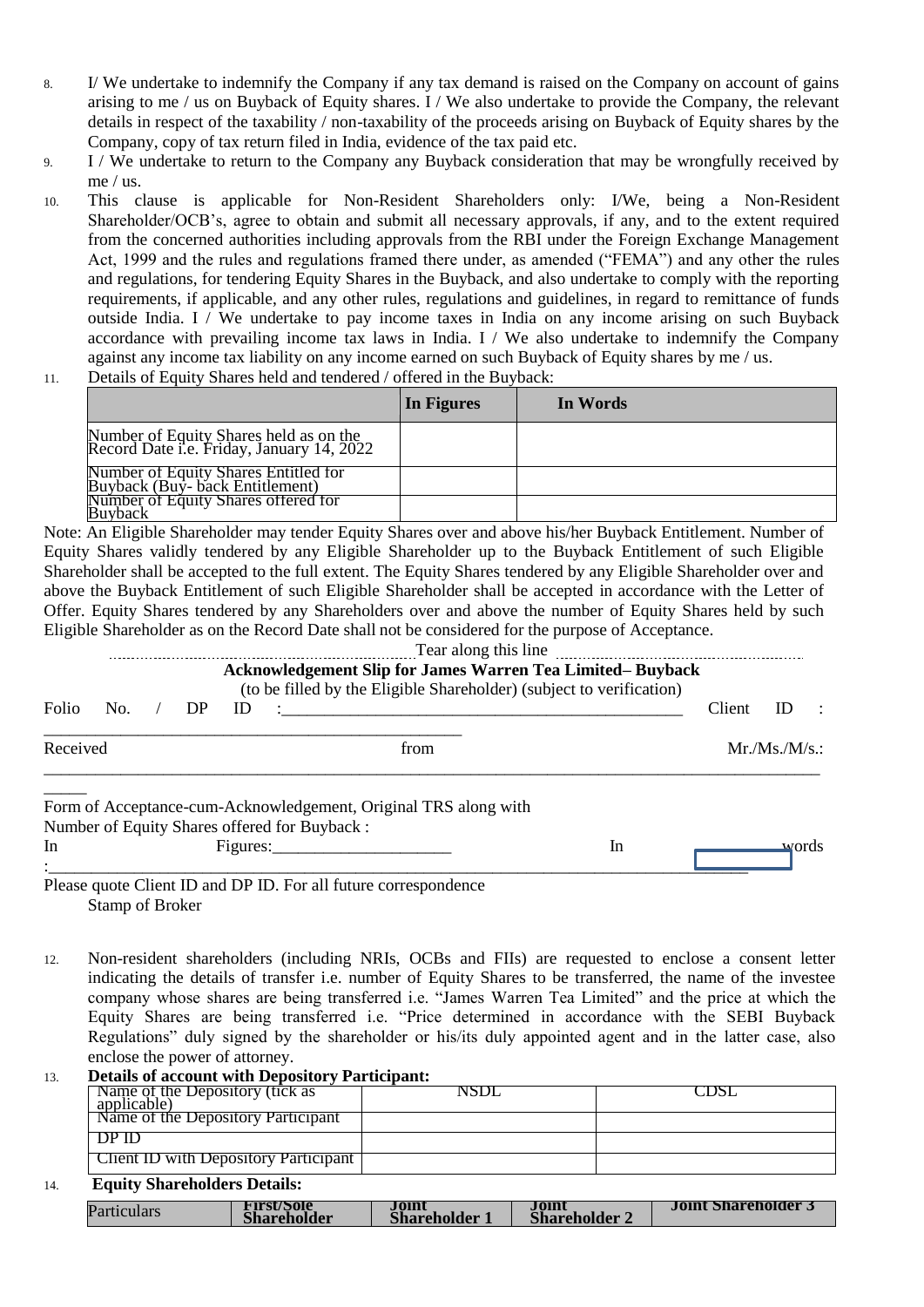8. I/ We undertake to indemnify the Company if any tax demand is raised on the Company on account of gains arising to me / us on Buyback of Equity shares. I / We also undertake to provide the Company, the relevant details in respect of the taxability / non-taxability of the proceeds arising on Buyback of Equity shares by the Company, copy of tax return filed in India, evidence of the tax paid etc.
9. I / We undertake to return to the Company any Buyback consideration that may be wrongfully received by me / us.
10. This clause is applicable for Non-Resident Shareholders only: I/We, being a Non-Resident Shareholder/OCB's, agree to obtain and submit all necessary approvals, if any, and to the extent required from the concerned authorities including approvals from the RBI under the Foreign Exchange Management Act, 1999 and the rules and regulations framed there under, as amended ("FEMA") and any other the rules and regulations, for tendering Equity Shares in the Buyback, and also undertake to comply with the reporting requirements, if applicable, and any other rules, regulations and guidelines, in regard to remittance of funds outside India. I / We undertake to pay income taxes in India on any income arising on such Buyback accordance with prevailing income tax laws in India. I / We also undertake to indemnify the Company against any income tax liability on any income earned on such Buyback of Equity shares by me / us.
11. Details of Equity Shares held and tendered / offered in the Buyback:

| | In Figures | In Words |
|---|---|---|
| Number of Equity Shares held as on the Record Date i.e. Friday, January 14, 2022 | | |
| Number of Equity Shares Entitled for Buyback (Buy- back Entitlement) | | |
| Number of Equity Shares offered for Buyback | | |

Note: An Eligible Shareholder may tender Equity Shares over and above his/her Buyback Entitlement. Number of Equity Shares validly tendered by any Eligible Shareholder up to the Buyback Entitlement of such Eligible Shareholder shall be accepted to the full extent. The Equity Shares tendered by any Eligible Shareholder over and above the Buyback Entitlement of such Eligible Shareholder shall be accepted in accordance with the Letter of Offer. Equity Shares tendered by any Shareholders over and above the number of Equity Shares held by such Eligible Shareholder as on the Record Date shall not be considered for the purpose of Acceptance.

.............................................................. Tear along this line ..............................................................

**Acknowledgement Slip for James Warren Tea Limited– Buyback**

(to be filled by the Eligible Shareholder) (subject to verification)

Folio No. / DP ID :________________________________________________ Client ID : ________________________________________________

Received from Mr./Ms./M/s.: ______________________________________________________________________________________________

Form of Acceptance-cum-Acknowledgement, Original TRS along with

Number of Equity Shares offered for Buyback :

In Figures:_____________________ In words :______________________________________________________________________________

Please quote Client ID and DP ID. For all future correspondence

Stamp of Broker

12. Non-resident shareholders (including NRIs, OCBs and FIIs) are requested to enclose a consent letter indicating the details of transfer i.e. number of Equity Shares to be transferred, the name of the investee company whose shares are being transferred i.e. "James Warren Tea Limited" and the price at which the Equity Shares are being transferred i.e. "Price determined in accordance with the SEBI Buyback Regulations" duly signed by the shareholder or his/its duly appointed agent and in the latter case, also enclose the power of attorney.
13. **Details of account with Depository Participant:**

| Name of the Depository (tick as applicable) | NSDL | CDSL |
|---|---|---|
| Name of the Depository Participant | | |
| DP ID | | |
| Client ID with Depository Participant | | |

14. **Equity Shareholders Details:**

| Particulars | First/Sole Shareholder | Joint Shareholder 1 | Joint Shareholder 2 | Joint Shareholder 3 |
|---|---|---|---|---|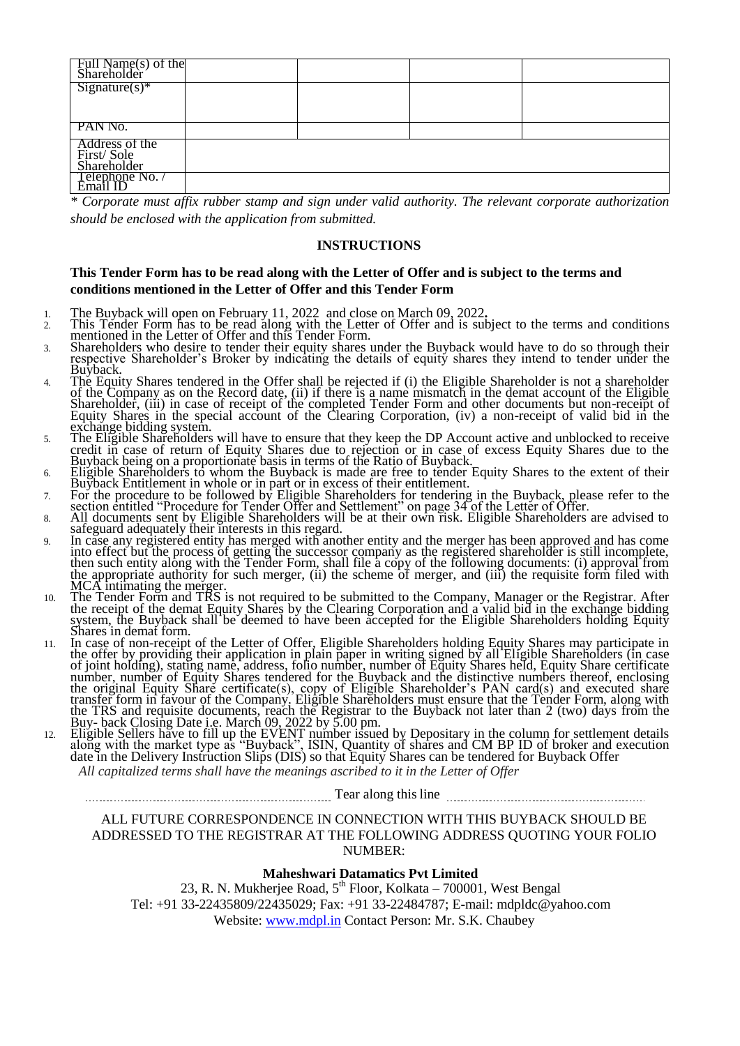| Full Name(s) of the Shareholder | | | |
|---|---|---|---|
| Signature(s)* | | | |
| PAN No. | | | |
| Address of the First/ Sole Shareholder | | | |
| Telephone No. / Email ID | | | |

*\* Corporate must affix rubber stamp and sign under valid authority. The relevant corporate authorization should be enclosed with the application from submitted.*

## INSTRUCTIONS

**This Tender Form has to be read along with the Letter of Offer and is subject to the terms and conditions mentioned in the Letter of Offer and this Tender Form**

1. The Buyback will open on February 11, 2022 and close on March 09, 2022**.**
2. This Tender Form has to be read along with the Letter of Offer and is subject to the terms and conditions mentioned in the Letter of Offer and this Tender Form.
3. Shareholders who desire to tender their equity shares under the Buyback would have to do so through their respective Shareholder's Broker by indicating the details of equity shares they intend to tender under the Buyback.
4. The Equity Shares tendered in the Offer shall be rejected if (i) the Eligible Shareholder is not a shareholder of the Company as on the Record date, (ii) if there is a name mismatch in the demat account of the Eligible Shareholder, (iii) in case of receipt of the completed Tender Form and other documents but non-receipt of Equity Shares in the special account of the Clearing Corporation, (iv) a non-receipt of valid bid in the exchange bidding system.
5. The Eligible Shareholders will have to ensure that they keep the DP Account active and unblocked to receive credit in case of return of Equity Shares due to rejection or in case of excess Equity Shares due to the Buyback being on a proportionate basis in terms of the Ratio of Buyback.
6. Eligible Shareholders to whom the Buyback is made are free to tender Equity Shares to the extent of their Buyback Entitlement in whole or in part or in excess of their entitlement.
7. For the procedure to be followed by Eligible Shareholders for tendering in the Buyback, please refer to the section entitled "Procedure for Tender Offer and Settlement" on page 34 of the Letter of Offer.
8. All documents sent by Eligible Shareholders will be at their own risk. Eligible Shareholders are advised to safeguard adequately their interests in this regard.
9. In case any registered entity has merged with another entity and the merger has been approved and has come into effect but the process of getting the successor company as the registered shareholder is still incomplete, then such entity along with the Tender Form, shall file a copy of the following documents: (i) approval from the appropriate authority for such merger, (ii) the scheme of merger, and (iii) the requisite form filed with MCA intimating the merger.
10. The Tender Form and TRS is not required to be submitted to the Company, Manager or the Registrar. After the receipt of the demat Equity Shares by the Clearing Corporation and a valid bid in the exchange bidding system, the Buyback shall be deemed to have been accepted for the Eligible Shareholders holding Equity Shares in demat form.
11. In case of non-receipt of the Letter of Offer, Eligible Shareholders holding Equity Shares may participate in the offer by providing their application in plain paper in writing signed by all Eligible Shareholders (in case of joint holding), stating name, address, folio number, number of Equity Shares held, Equity Share certificate number, number of Equity Shares tendered for the Buyback and the distinctive numbers thereof, enclosing the original Equity Share certificate(s), copy of Eligible Shareholder's PAN card(s) and executed share transfer form in favour of the Company. Eligible Shareholders must ensure that the Tender Form, along with the TRS and requisite documents, reach the Registrar to the Buyback not later than 2 (two) days from the Buy- back Closing Date i.e. March 09, 2022 by 5.00 pm.
12. Eligible Sellers have to fill up the EVENT number issued by Depositary in the column for settlement details along with the market type as "Buyback", ISIN, Quantity of shares and CM BP ID of broker and execution date in the Delivery Instruction Slips (DIS) so that Equity Shares can be tendered for Buyback Offer

*All capitalized terms shall have the meanings ascribed to it in the Letter of Offer*

Tear along this line

ALL FUTURE CORRESPONDENCE IN CONNECTION WITH THIS BUYBACK SHOULD BE ADDRESSED TO THE REGISTRAR AT THE FOLLOWING ADDRESS QUOTING YOUR FOLIO NUMBER:

**Maheshwari Datamatics Pvt Limited**

23, R. N. Mukherjee Road, 5th Floor, Kolkata – 700001, West Bengal

Tel: +91 33-22435809/22435029; Fax: +91 33-22484787; E-mail: mdpldc@yahoo.com

Website: www.mdpl.in Contact Person: Mr. S.K. Chaubey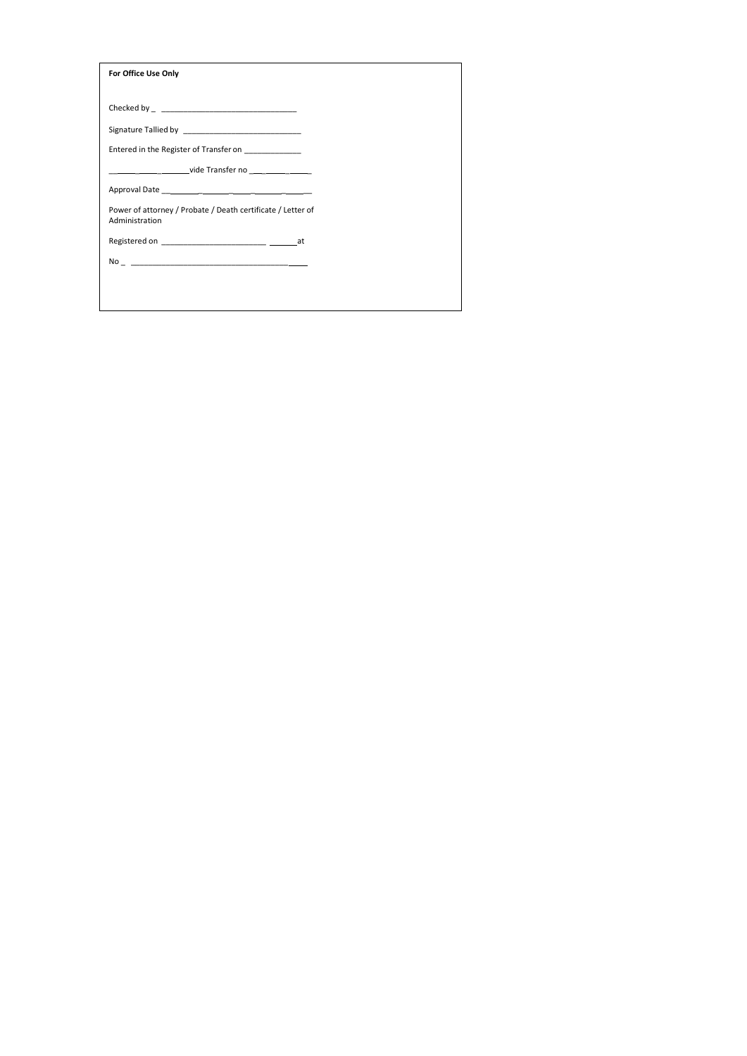**For Office Use Only**

Checked by _ ______________________________

Signature Tallied by __________________________

Entered in the Register of Transfer on ____________

________________vide Transfer no ____________

Approval Date _______________________________

Power of attorney / Probate / Death certificate / Letter of Administration

Registered on ______________________ ______at

No _ ______________________________________